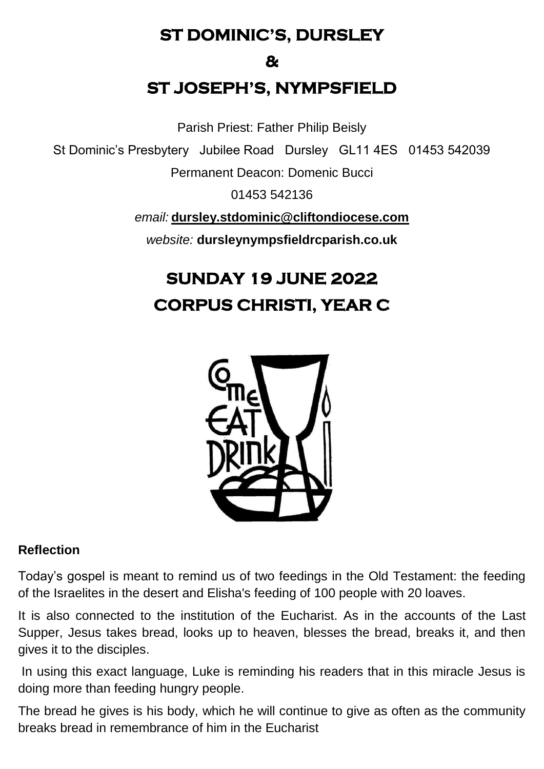# ST DOMINIC'S, DURSLEY

# &

# ST JOSEPH'S, NYMPSFIELD

Parish Priest: Father Philip Beisly

St Dominic's Presbytery Jubilee Road Dursley GL11 4ES 01453 542039

Permanent Deacon: Domenic Bucci

01453 542136

*email:* **dursley.stdominic@cliftondiocese.com**

*website:* **dursleynympsfieldrcparish.co.uk**

# SUNDAY 19 JUNE 2022

# CORPUS CHRISTI, YEAR C

**Reflection**

Today's gospel is meant to remind us of two feedings in the Old Testament: the feeding of the Israelites in the desert and Elisha's feeding of 100 people with 20 loaves.

It is also connected to the institution of the Eucharist. As in the accounts of the Last Supper, Jesus takes bread, looks up to heaven, blesses the bread, breaks it, and then gives it to the disciples.

In using this exact language, Luke is reminding his readers that in this miracle Jesus is doing more than feeding hungry people.

The bread he gives is his body, which he will continue to give as often as the community breaks bread in remembrance of him in the Eucharist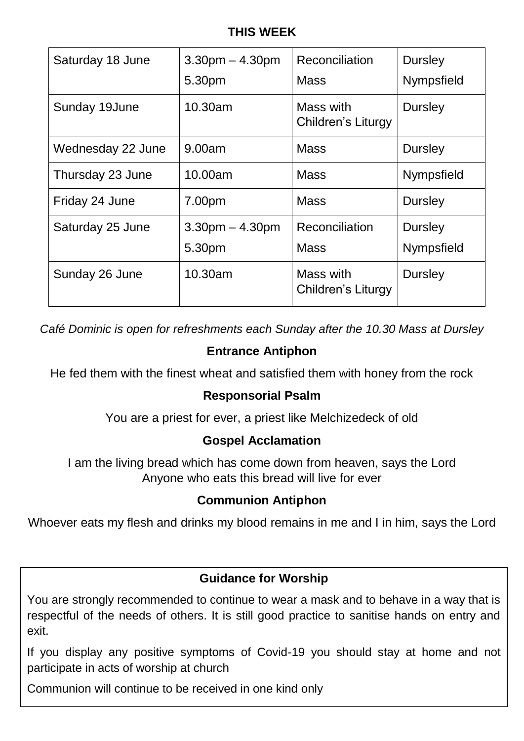## THIS WEEK

| | | | |
|---|---|---|---|
| Saturday 18 June | 3.30pm – 4.30pm<br>5.30pm | Reconciliation<br>Mass | Dursley<br>Nympsfield |
| Sunday 19June | 10.30am | Mass with Children's Liturgy | Dursley |
| Wednesday 22 June | 9.00am | Mass | Dursley |
| Thursday 23 June | 10.00am | Mass | Nympsfield |
| Friday 24 June | 7.00pm | Mass | Dursley |
| Saturday 25 June | 3.30pm – 4.30pm<br>5.30pm | Reconciliation<br>Mass | Dursley<br>Nympsfield |
| Sunday 26 June | 10.30am | Mass with Children's Liturgy | Dursley |

*Café Dominic is open for refreshments each Sunday after the 10.30 Mass at Dursley*

### Entrance Antiphon

He fed them with the finest wheat and satisfied them with honey from the rock

### Responsorial Psalm

You are a priest for ever, a priest like Melchizedeck of old

### Gospel Acclamation

I am the living bread which has come down from heaven, says the Lord
Anyone who eats this bread will live for ever

### Communion Antiphon

Whoever eats my flesh and drinks my blood remains in me and I in him, says the Lord

### Guidance for Worship

You are strongly recommended to continue to wear a mask and to behave in a way that is respectful of the needs of others. It is still good practice to sanitise hands on entry and exit.

If you display any positive symptoms of Covid-19 you should stay at home and not participate in acts of worship at church

Communion will continue to be received in one kind only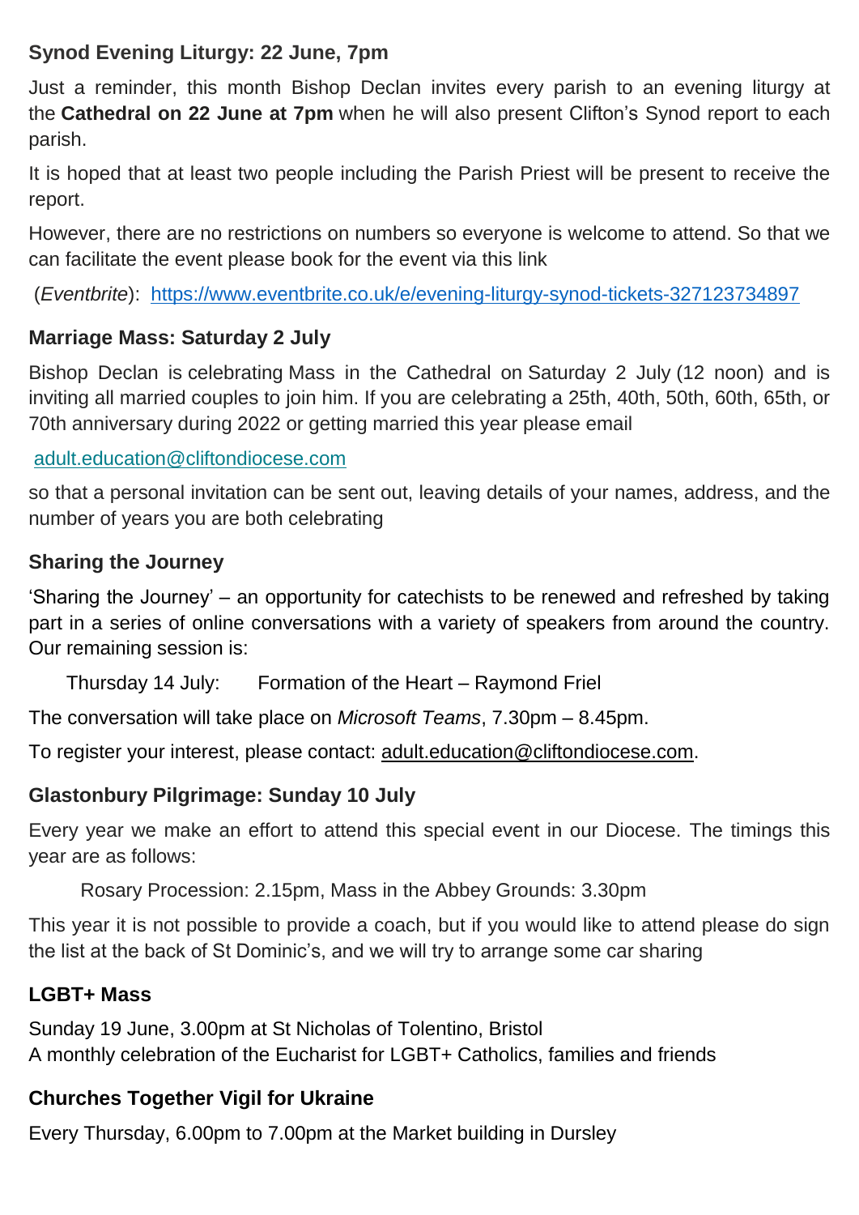### Synod Evening Liturgy: 22 June, 7pm

Just a reminder, this month Bishop Declan invites every parish to an evening liturgy at the **Cathedral on 22 June at 7pm** when he will also present Clifton's Synod report to each parish.

It is hoped that at least two people including the Parish Priest will be present to receive the report.

However, there are no restrictions on numbers so everyone is welcome to attend. So that we can facilitate the event please book for the event via this link

(*Eventbrite*): https://www.eventbrite.co.uk/e/evening-liturgy-synod-tickets-327123734897

### Marriage Mass: Saturday 2 July

Bishop Declan is celebrating Mass in the Cathedral on Saturday 2 July (12 noon) and is inviting all married couples to join him. If you are celebrating a 25th, 40th, 50th, 60th, 65th, or 70th anniversary during 2022 or getting married this year please email

adult.education@cliftondiocese.com

so that a personal invitation can be sent out, leaving details of your names, address, and the number of years you are both celebrating

### Sharing the Journey

'Sharing the Journey' – an opportunity for catechists to be renewed and refreshed by taking part in a series of online conversations with a variety of speakers from around the country. Our remaining session is:

Thursday 14 July: Formation of the Heart – Raymond Friel

The conversation will take place on *Microsoft Teams*, 7.30pm – 8.45pm.

To register your interest, please contact: adult.education@cliftondiocese.com.

### Glastonbury Pilgrimage: Sunday 10 July

Every year we make an effort to attend this special event in our Diocese. The timings this year are as follows:

Rosary Procession: 2.15pm, Mass in the Abbey Grounds: 3.30pm

This year it is not possible to provide a coach, but if you would like to attend please do sign the list at the back of St Dominic's, and we will try to arrange some car sharing

### LGBT+ Mass

Sunday 19 June, 3.00pm at St Nicholas of Tolentino, Bristol
A monthly celebration of the Eucharist for LGBT+ Catholics, families and friends

### Churches Together Vigil for Ukraine

Every Thursday, 6.00pm to 7.00pm at the Market building in Dursley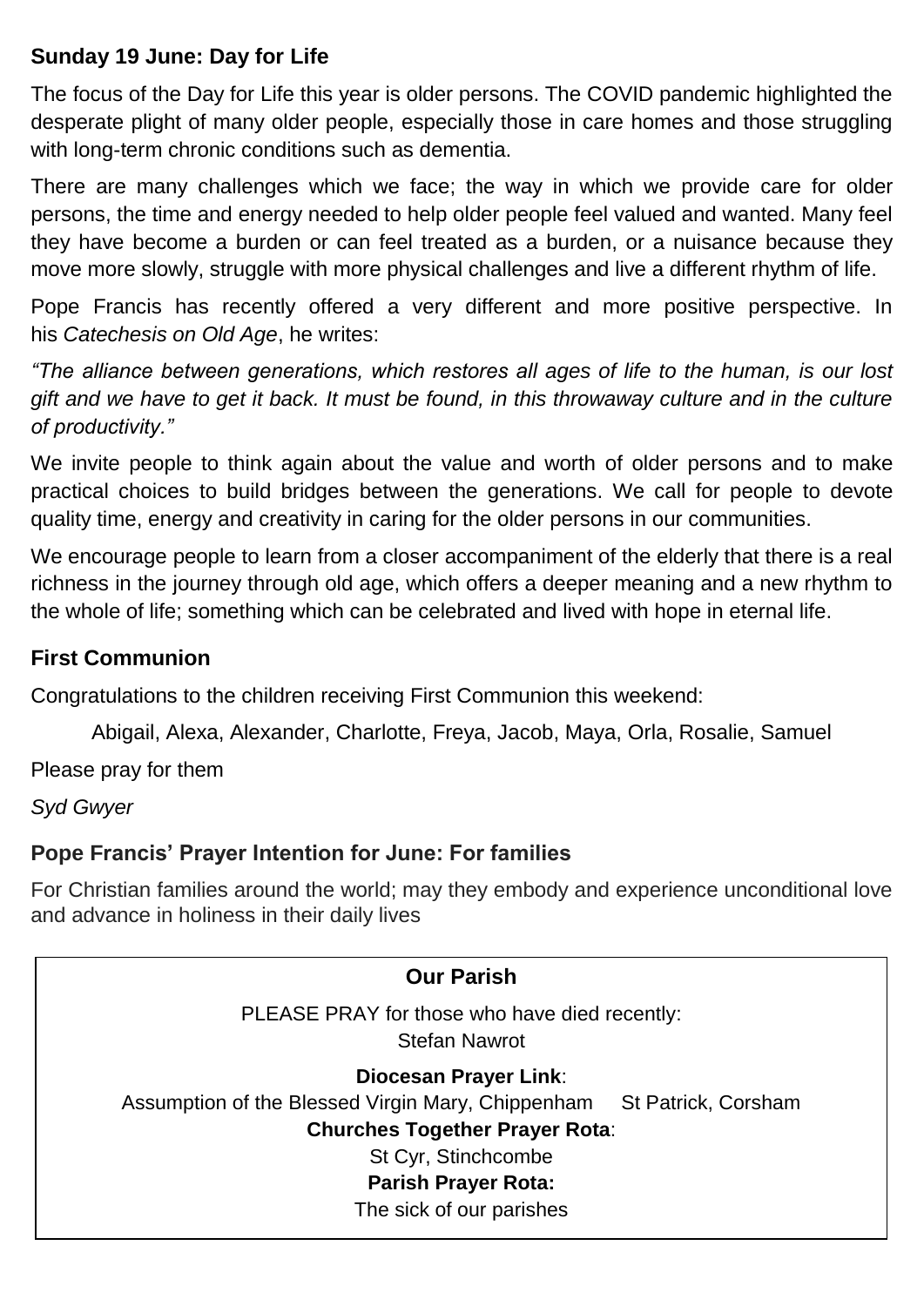## Sunday 19 June: Day for Life

The focus of the Day for Life this year is older persons. The COVID pandemic highlighted the desperate plight of many older people, especially those in care homes and those struggling with long-term chronic conditions such as dementia.

There are many challenges which we face; the way in which we provide care for older persons, the time and energy needed to help older people feel valued and wanted. Many feel they have become a burden or can feel treated as a burden, or a nuisance because they move more slowly, struggle with more physical challenges and live a different rhythm of life.

Pope Francis has recently offered a very different and more positive perspective. In his *Catechesis on Old Age*, he writes:

*"The alliance between generations, which restores all ages of life to the human, is our lost gift and we have to get it back. It must be found, in this throwaway culture and in the culture of productivity."*

We invite people to think again about the value and worth of older persons and to make practical choices to build bridges between the generations. We call for people to devote quality time, energy and creativity in caring for the older persons in our communities.

We encourage people to learn from a closer accompaniment of the elderly that there is a real richness in the journey through old age, which offers a deeper meaning and a new rhythm to the whole of life; something which can be celebrated and lived with hope in eternal life.

## First Communion

Congratulations to the children receiving First Communion this weekend:

Abigail, Alexa, Alexander, Charlotte, Freya, Jacob, Maya, Orla, Rosalie, Samuel

Please pray for them

*Syd Gwyer*

## Pope Francis' Prayer Intention for June: For families

For Christian families around the world; may they embody and experience unconditional love and advance in holiness in their daily lives

### Our Parish

PLEASE PRAY for those who have died recently:
Stefan Nawrot

**Diocesan Prayer Link**:
Assumption of the Blessed Virgin Mary, Chippenham St Patrick, Corsham

**Churches Together Prayer Rota**:
St Cyr, Stinchcombe

**Parish Prayer Rota:**
The sick of our parishes